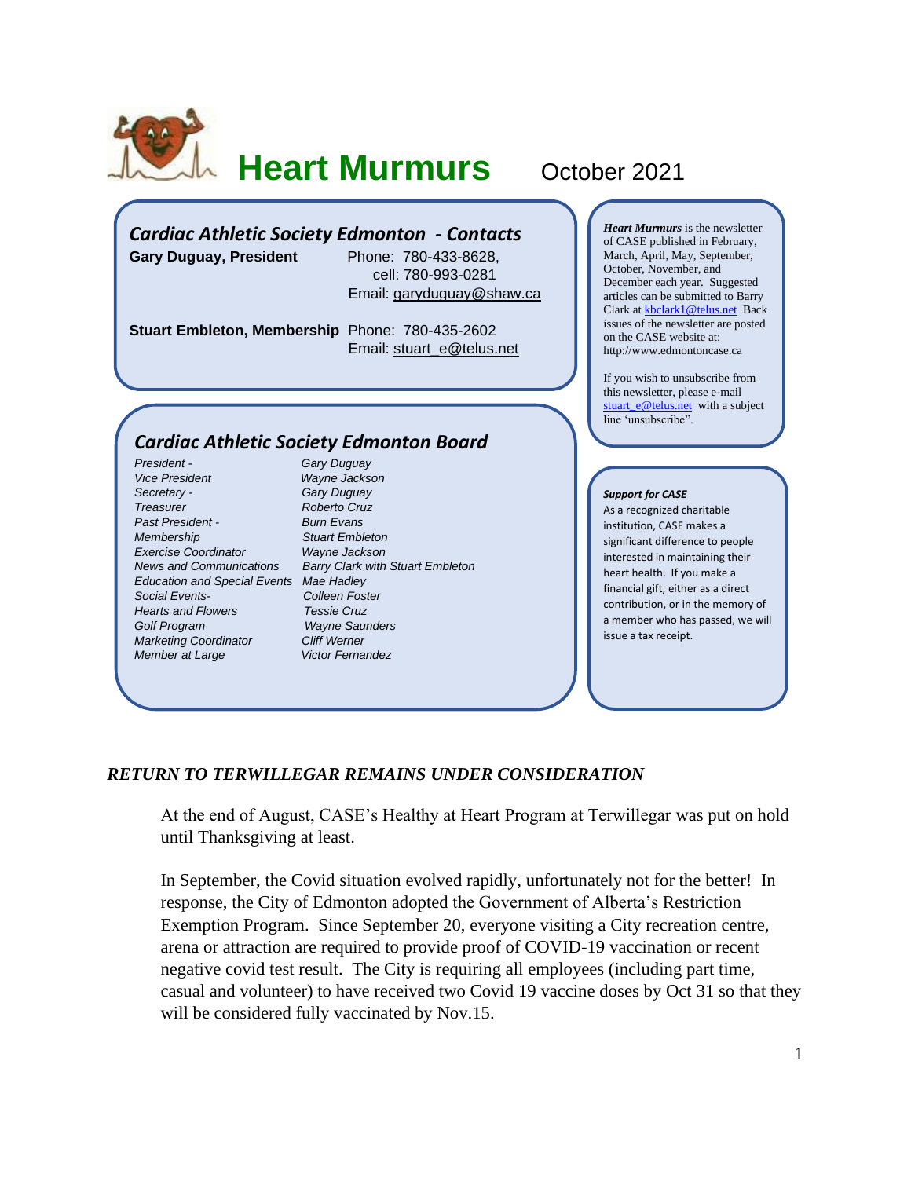# Heart Murmurs

October 2021

## *Cardiac Athletic Society Edmonton - Contacts*

**Gary Duguay, President** Phone: 780-433-8628, cell: 780-993-0281
Email: garyduguay@shaw.ca

**Stuart Embleton, Membership** Phone: 780-435-2602
Email: stuart_e@telus.net

## *Cardiac Athletic Society Edmonton Board*

| | |
|---|---|
| *President -* | *Gary Duguay* |
| *Vice President* | *Wayne Jackson* |
| *Secretary -* | *Gary Duguay* |
| *Treasurer* | *Roberto Cruz* |
| *Past President -* | *Burn Evans* |
| *Membership* | *Stuart Embleton* |
| *Exercise Coordinator* | *Wayne Jackson* |
| *News and Communications* | *Barry Clark with Stuart Embleton* |
| *Education and Special Events* | *Mae Hadley* |
| *Social Events-* | *Colleen Foster* |
| *Hearts and Flowers* | *Tessie Cruz* |
| *Golf Program* | *Wayne Saunders* |
| *Marketing Coordinator* | *Cliff Werner* |
| *Member at Large* | *Victor Fernandez* |

***Heart Murmurs*** is the newsletter of CASE published in February, March, April, May, September, October, November, and December each year. Suggested articles can be submitted to Barry Clark at kbclark1@telus.net Back issues of the newsletter are posted on the CASE website at: http://www.edmontoncase.ca

If you wish to unsubscribe from this newsletter, please e-mail stuart_e@telus.net with a subject line 'unsubscribe".

***Support for CASE***

As a recognized charitable institution, CASE makes a significant difference to people interested in maintaining their heart health. If you make a financial gift, either as a direct contribution, or in the memory of a member who has passed, we will issue a tax receipt.

## *RETURN TO TERWILLEGAR REMAINS UNDER CONSIDERATION*

At the end of August, CASE's Healthy at Heart Program at Terwillegar was put on hold until Thanksgiving at least.

In September, the Covid situation evolved rapidly, unfortunately not for the better! In response, the City of Edmonton adopted the Government of Alberta's Restriction Exemption Program. Since September 20, everyone visiting a City recreation centre, arena or attraction are required to provide proof of COVID-19 vaccination or recent negative covid test result. The City is requiring all employees (including part time, casual and volunteer) to have received two Covid 19 vaccine doses by Oct 31 so that they will be considered fully vaccinated by Nov.15.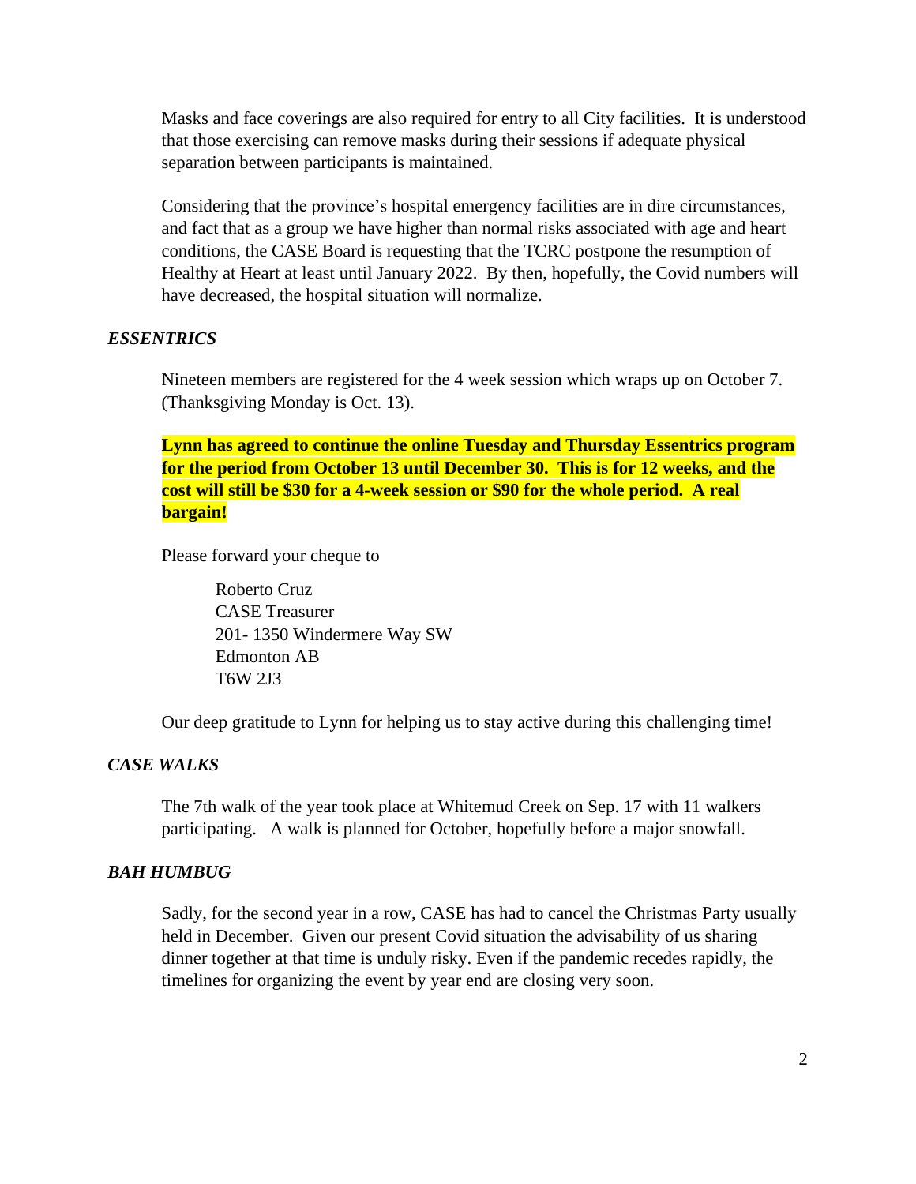Masks and face coverings are also required for entry to all City facilities. It is understood that those exercising can remove masks during their sessions if adequate physical separation between participants is maintained.

Considering that the province's hospital emergency facilities are in dire circumstances, and fact that as a group we have higher than normal risks associated with age and heart conditions, the CASE Board is requesting that the TCRC postpone the resumption of Healthy at Heart at least until January 2022. By then, hopefully, the Covid numbers will have decreased, the hospital situation will normalize.

### *ESSENTRICS*

Nineteen members are registered for the 4 week session which wraps up on October 7. (Thanksgiving Monday is Oct. 13).

**Lynn has agreed to continue the online Tuesday and Thursday Essentrics program for the period from October 13 until December 30. This is for 12 weeks, and the cost will still be $30 for a 4-week session or $90 for the whole period. A real bargain!**

Please forward your cheque to

Roberto Cruz  
CASE Treasurer  
201- 1350 Windermere Way SW  
Edmonton AB  
T6W 2J3

Our deep gratitude to Lynn for helping us to stay active during this challenging time!

### *CASE WALKS*

The 7th walk of the year took place at Whitemud Creek on Sep. 17 with 11 walkers participating. A walk is planned for October, hopefully before a major snowfall.

### *BAH HUMBUG*

Sadly, for the second year in a row, CASE has had to cancel the Christmas Party usually held in December. Given our present Covid situation the advisability of us sharing dinner together at that time is unduly risky. Even if the pandemic recedes rapidly, the timelines for organizing the event by year end are closing very soon.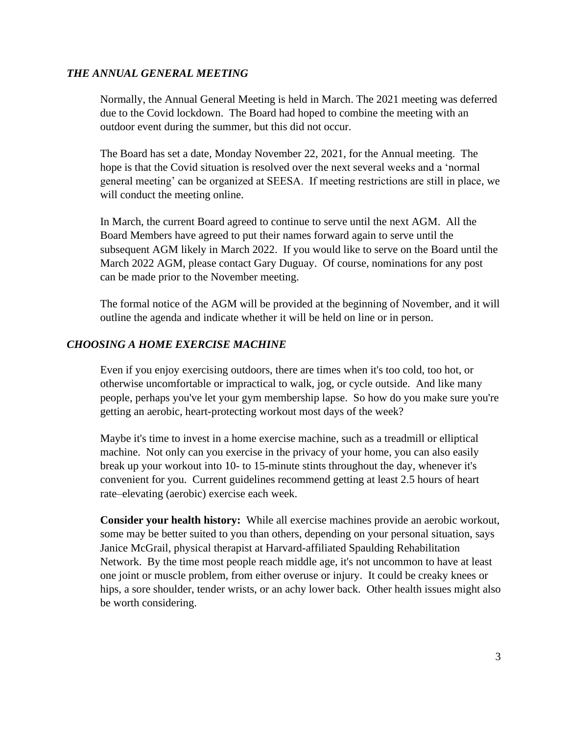### *THE ANNUAL GENERAL MEETING*

Normally, the Annual General Meeting is held in March. The 2021 meeting was deferred due to the Covid lockdown. The Board had hoped to combine the meeting with an outdoor event during the summer, but this did not occur.

The Board has set a date, Monday November 22, 2021, for the Annual meeting. The hope is that the Covid situation is resolved over the next several weeks and a 'normal general meeting' can be organized at SEESA. If meeting restrictions are still in place, we will conduct the meeting online.

In March, the current Board agreed to continue to serve until the next AGM. All the Board Members have agreed to put their names forward again to serve until the subsequent AGM likely in March 2022. If you would like to serve on the Board until the March 2022 AGM, please contact Gary Duguay. Of course, nominations for any post can be made prior to the November meeting.

The formal notice of the AGM will be provided at the beginning of November, and it will outline the agenda and indicate whether it will be held on line or in person.

### *CHOOSING A HOME EXERCISE MACHINE*

Even if you enjoy exercising outdoors, there are times when it's too cold, too hot, or otherwise uncomfortable or impractical to walk, jog, or cycle outside. And like many people, perhaps you've let your gym membership lapse. So how do you make sure you're getting an aerobic, heart-protecting workout most days of the week?

Maybe it's time to invest in a home exercise machine, such as a treadmill or elliptical machine. Not only can you exercise in the privacy of your home, you can also easily break up your workout into 10- to 15-minute stints throughout the day, whenever it's convenient for you. Current guidelines recommend getting at least 2.5 hours of heart rate–elevating (aerobic) exercise each week.

**Consider your health history:** While all exercise machines provide an aerobic workout, some may be better suited to you than others, depending on your personal situation, says Janice McGrail, physical therapist at Harvard-affiliated Spaulding Rehabilitation Network. By the time most people reach middle age, it's not uncommon to have at least one joint or muscle problem, from either overuse or injury. It could be creaky knees or hips, a sore shoulder, tender wrists, or an achy lower back. Other health issues might also be worth considering.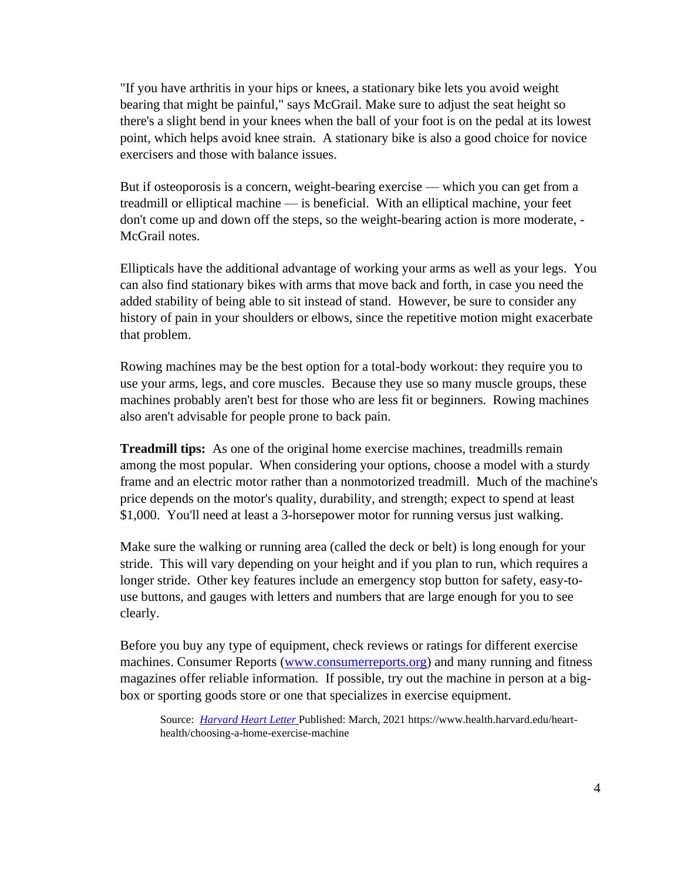"If you have arthritis in your hips or knees, a stationary bike lets you avoid weight bearing that might be painful," says McGrail. Make sure to adjust the seat height so there's a slight bend in your knees when the ball of your foot is on the pedal at its lowest point, which helps avoid knee strain. A stationary bike is also a good choice for novice exercisers and those with balance issues.

But if osteoporosis is a concern, weight-bearing exercise — which you can get from a treadmill or elliptical machine — is beneficial. With an elliptical machine, your feet don't come up and down off the steps, so the weight-bearing action is more moderate, -McGrail notes.

Ellipticals have the additional advantage of working your arms as well as your legs. You can also find stationary bikes with arms that move back and forth, in case you need the added stability of being able to sit instead of stand. However, be sure to consider any history of pain in your shoulders or elbows, since the repetitive motion might exacerbate that problem.

Rowing machines may be the best option for a total-body workout: they require you to use your arms, legs, and core muscles. Because they use so many muscle groups, these machines probably aren't best for those who are less fit or beginners. Rowing machines also aren't advisable for people prone to back pain.

**Treadmill tips:** As one of the original home exercise machines, treadmills remain among the most popular. When considering your options, choose a model with a sturdy frame and an electric motor rather than a nonmotorized treadmill. Much of the machine's price depends on the motor's quality, durability, and strength; expect to spend at least $1,000. You'll need at least a 3-horsepower motor for running versus just walking.

Make sure the walking or running area (called the deck or belt) is long enough for your stride. This will vary depending on your height and if you plan to run, which requires a longer stride. Other key features include an emergency stop button for safety, easy-to-use buttons, and gauges with letters and numbers that are large enough for you to see clearly.

Before you buy any type of equipment, check reviews or ratings for different exercise machines. Consumer Reports ([www.consumerreports.org](http://www.consumerreports.org)) and many running and fitness magazines offer reliable information. If possible, try out the machine in person at a big-box or sporting goods store or one that specializes in exercise equipment.

Source: *Harvard Heart Letter* Published: March, 2021 https://www.health.harvard.edu/heart-health/choosing-a-home-exercise-machine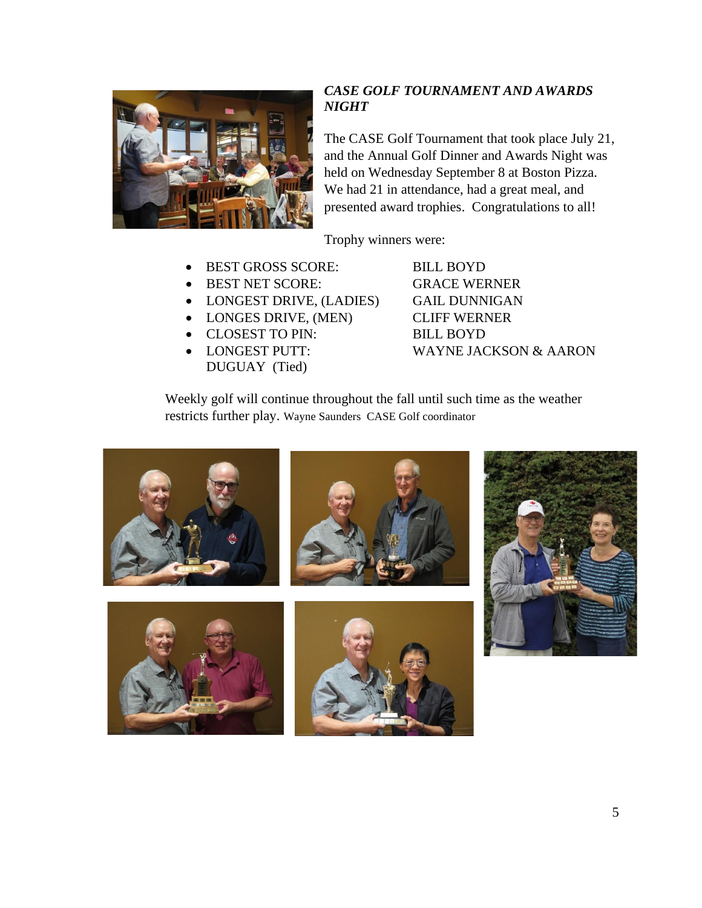***CASE GOLF TOURNAMENT AND AWARDS NIGHT***

The CASE Golf Tournament that took place July 21, and the Annual Golf Dinner and Awards Night was held on Wednesday September 8 at Boston Pizza. We had 21 in attendance, had a great meal, and presented award trophies. Congratulations to all!

Trophy winners were:

- BEST GROSS SCORE: BILL BOYD
- BEST NET SCORE: GRACE WERNER
- LONGEST DRIVE, (LADIES) GAIL DUNNIGAN
- LONGES DRIVE, (MEN) CLIFF WERNER
- CLOSEST TO PIN: BILL BOYD
- LONGEST PUTT: WAYNE JACKSON & AARON DUGUAY (Tied)

Weekly golf will continue throughout the fall until such time as the weather restricts further play. Wayne Saunders CASE Golf coordinator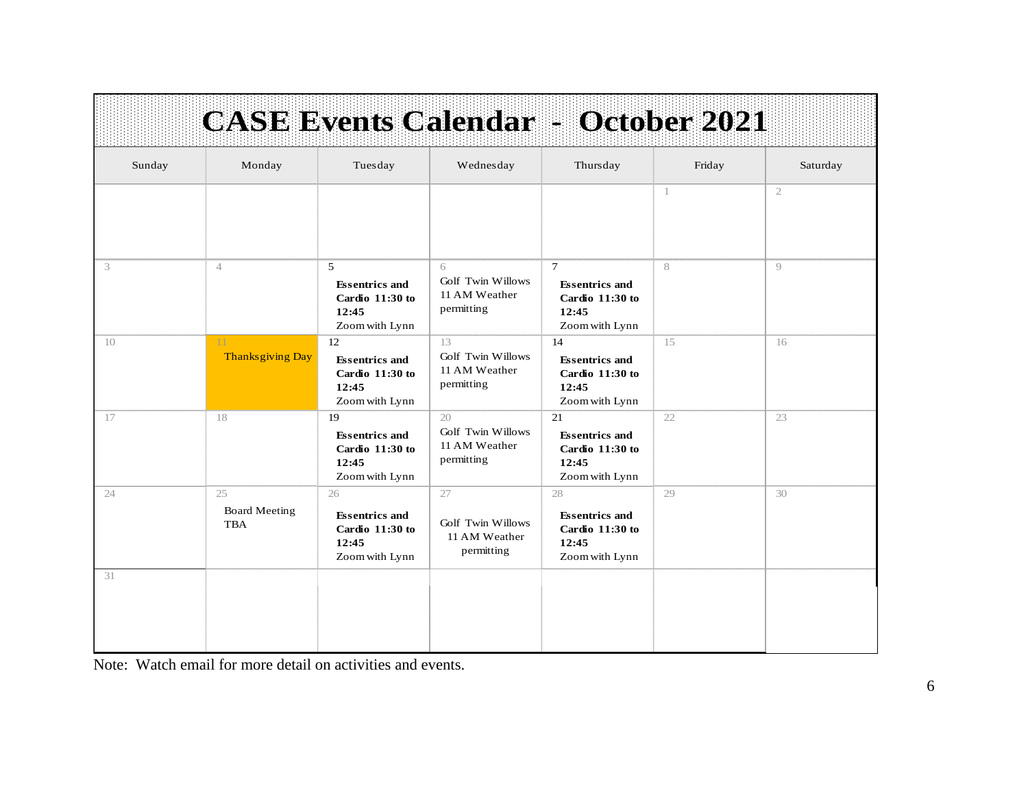# CASE Events Calendar - October 2021

| Sunday | Monday | Tuesday | Wednesday | Thursday | Friday | Saturday |
|---|---|---|---|---|---|---|
| | | | | | 1 | 2 |
| 3 | 4 | 5 **Essentrics and Cardio 11:30 to 12:45** Zoom with Lynn | 6 Golf Twin Willows 11 AM Weather permitting | 7 **Essentrics and Cardio 11:30 to 12:45** Zoom with Lynn | 8 | 9 |
| 10 | 11 Thanksgiving Day | 12 **Essentrics and Cardio 11:30 to 12:45** Zoom with Lynn | 13 Golf Twin Willows 11 AM Weather permitting | 14 **Essentrics and Cardio 11:30 to 12:45** Zoom with Lynn | 15 | 16 |
| 17 | 18 | 19 **Essentrics and Cardio 11:30 to 12:45** Zoom with Lynn | 20 Golf Twin Willows 11 AM Weather permitting | 21 **Essentrics and Cardio 11:30 to 12:45** Zoom with Lynn | 22 | 23 |
| 24 | 25 Board Meeting TBA | 26 **Essentrics and Cardio 11:30 to 12:45** Zoom with Lynn | 27 Golf Twin Willows 11 AM Weather permitting | 28 **Essentrics and Cardio 11:30 to 12:45** Zoom with Lynn | 29 | 30 |
| 31 | | | | | | |

Note: Watch email for more detail on activities and events.